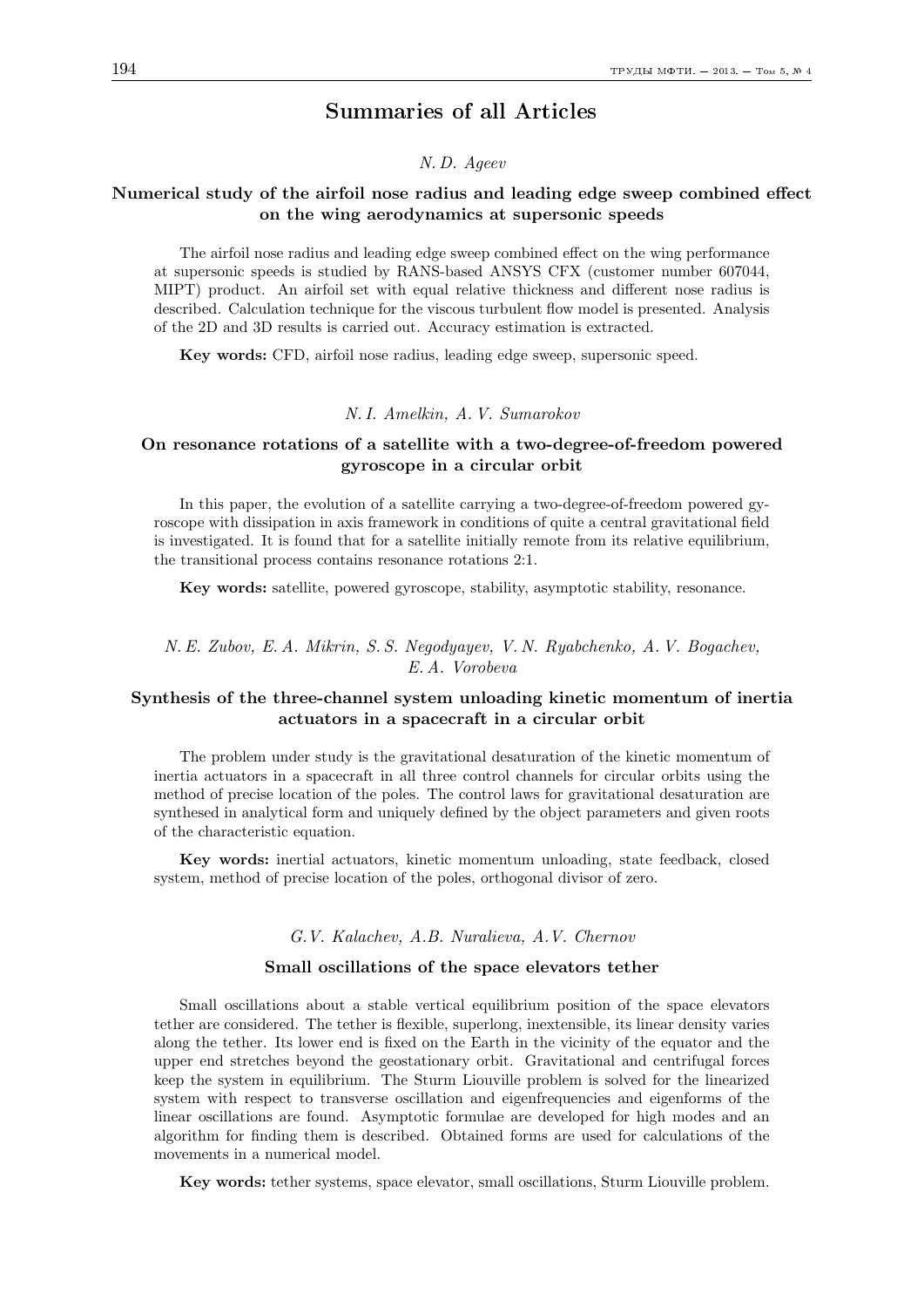# Summaries of all Articles

*N. D. Ageev*

## Numerical study of the airfoil nose radius and leading edge sweep combined effect on the wing aerodynamics at supersonic speeds

The airfoil nose radius and leading edge sweep combined effect on the wing performance at supersonic speeds is studied by RANS-based ANSYS CFX (customer number 607044, MIPT) product. An airfoil set with equal relative thickness and different nose radius is described. Calculation technique for the viscous turbulent flow model is presented. Analysis of the 2D and 3D results is carried out. Accuracy estimation is extracted.

**Key words:** CFD, airfoil nose radius, leading edge sweep, supersonic speed.

*N. I. Amelkin, A. V. Sumarokov*

## On resonance rotations of a satellite with a two-degree-of-freedom powered gyroscope in a circular orbit

In this paper, the evolution of a satellite carrying a two-degree-of-freedom powered gyroscope with dissipation in axis framework in conditions of quite a central gravitational field is investigated. It is found that for a satellite initially remote from its relative equilibrium, the transitional process contains resonance rotations 2:1.

**Key words:** satellite, powered gyroscope, stability, asymptotic stability, resonance.

*N. E. Zubov, E. A. Mikrin, S. S. Negodyayev, V. N. Ryabchenko, A. V. Bogachev, E. A. Vorobeva*

## Synthesis of the three-channel system unloading kinetic momentum of inertia actuators in a spacecraft in a circular orbit

The problem under study is the gravitational desaturation of the kinetic momentum of inertia actuators in a spacecraft in all three control channels for circular orbits using the method of precise location of the poles. The control laws for gravitational desaturation are synthesed in analytical form and uniquely defined by the object parameters and given roots of the characteristic equation.

**Key words:** inertial actuators, kinetic momentum unloading, state feedback, closed system, method of precise location of the poles, orthogonal divisor of zero.

*G.V. Kalachev, A.B. Nuralieva, A.V. Chernov*

## Small oscillations of the space elevators tether

Small oscillations about a stable vertical equilibrium position of the space elevators tether are considered. The tether is flexible, superlong, inextensible, its linear density varies along the tether. Its lower end is fixed on the Earth in the vicinity of the equator and the upper end stretches beyond the geostationary orbit. Gravitational and centrifugal forces keep the system in equilibrium. The Sturm Liouville problem is solved for the linearized system with respect to transverse oscillation and eigenfrequencies and eigenforms of the linear oscillations are found. Asymptotic formulae are developed for high modes and an algorithm for finding them is described. Obtained forms are used for calculations of the movements in a numerical model.

**Key words:** tether systems, space elevator, small oscillations, Sturm Liouville problem.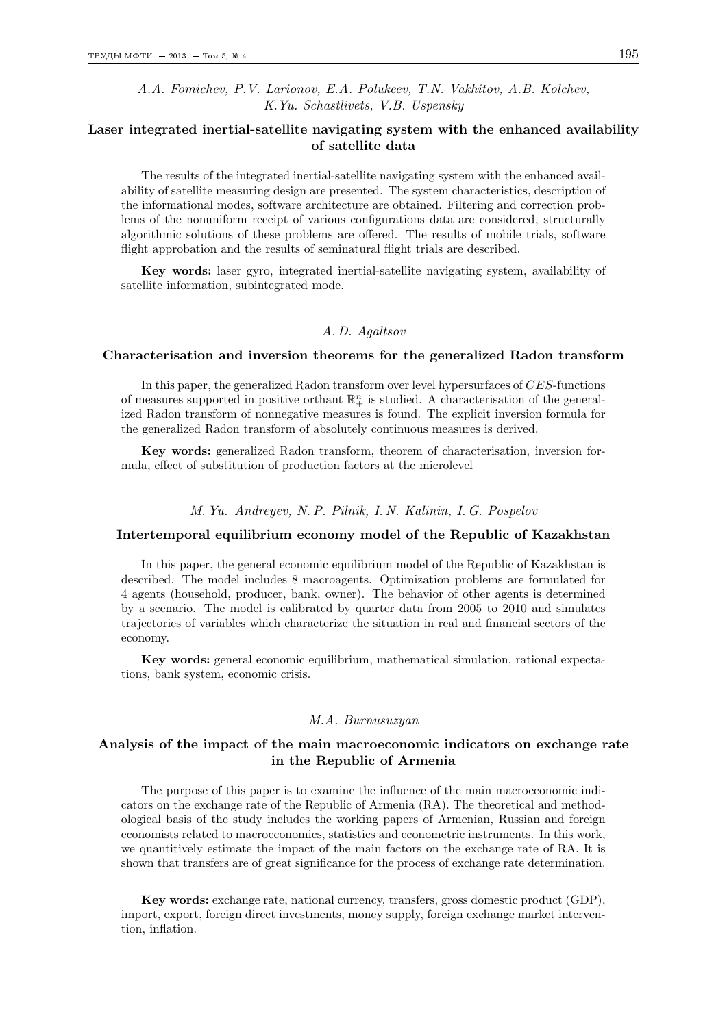*A.A. Fomichev, P.V. Larionov, E.A. Polukeev, T.N. Vakhitov, A.B. Kolchev, K.Yu. Schastlivets, V.B. Uspensky*

## Laser integrated inertial-satellite navigating system with the enhanced availability of satellite data

The results of the integrated inertial-satellite navigating system with the enhanced availability of satellite measuring design are presented. The system characteristics, description of the informational modes, software architecture are obtained. Filtering and correction problems of the nonuniform receipt of various configurations data are considered, structurally algorithmic solutions of these problems are offered. The results of mobile trials, software flight approbation and the results of seminatural flight trials are described.

**Key words:** laser gyro, integrated inertial-satellite navigating system, availability of satellite information, subintegrated mode.

*A. D. Agaltsov*

## Characterisation and inversion theorems for the generalized Radon transform

In this paper, the generalized Radon transform over level hypersurfaces of $CES$-functions of measures supported in positive orthant $\mathbb{R}^n_+$ is studied. A characterisation of the generalized Radon transform of nonnegative measures is found. The explicit inversion formula for the generalized Radon transform of absolutely continuous measures is derived.

**Key words:** generalized Radon transform, theorem of characterisation, inversion formula, effect of substitution of production factors at the microlevel

*M. Yu. Andreyev, N. P. Pilnik, I. N. Kalinin, I. G. Pospelov*

## Intertemporal equilibrium economy model of the Republic of Kazakhstan

In this paper, the general economic equilibrium model of the Republic of Kazakhstan is described. The model includes 8 macroagents. Optimization problems are formulated for 4 agents (household, producer, bank, owner). The behavior of other agents is determined by a scenario. The model is calibrated by quarter data from 2005 to 2010 and simulates trajectories of variables which characterize the situation in real and financial sectors of the economy.

**Key words:** general economic equilibrium, mathematical simulation, rational expectations, bank system, economic crisis.

*M.A. Burnusuzyan*

## Analysis of the impact of the main macroeconomic indicators on exchange rate in the Republic of Armenia

The purpose of this paper is to examine the influence of the main macroeconomic indicators on the exchange rate of the Republic of Armenia (RA). The theoretical and methodological basis of the study includes the working papers of Armenian, Russian and foreign economists related to macroeconomics, statistics and econometric instruments. In this work, we quantitively estimate the impact of the main factors on the exchange rate of RA. It is shown that transfers are of great significance for the process of exchange rate determination.

**Key words:** exchange rate, national currency, transfers, gross domestic product (GDP), import, export, foreign direct investments, money supply, foreign exchange market intervention, inflation.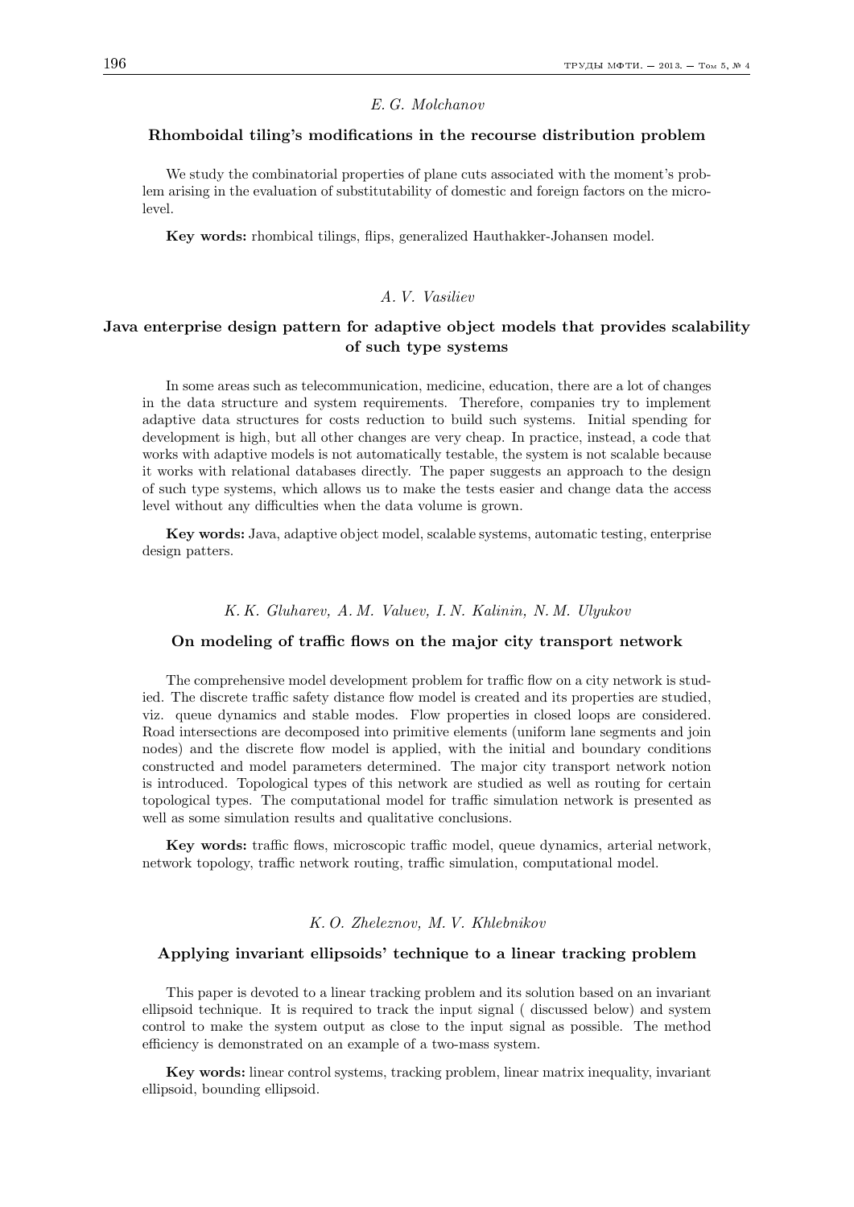*E. G. Molchanov*

## Rhomboidal tiling's modifications in the recourse distribution problem

We study the combinatorial properties of plane cuts associated with the moment's problem arising in the evaluation of substitutability of domestic and foreign factors on the micro-level.

**Key words:** rhombical tilings, flips, generalized Hauthakker-Johansen model.

*A. V. Vasiliev*

## Java enterprise design pattern for adaptive object models that provides scalability of such type systems

In some areas such as telecommunication, medicine, education, there are a lot of changes in the data structure and system requirements. Therefore, companies try to implement adaptive data structures for costs reduction to build such systems. Initial spending for development is high, but all other changes are very cheap. In practice, instead, a code that works with adaptive models is not automatically testable, the system is not scalable because it works with relational databases directly. The paper suggests an approach to the design of such type systems, which allows us to make the tests easier and change data the access level without any difficulties when the data volume is grown.

**Key words:** Java, adaptive object model, scalable systems, automatic testing, enterprise design patters.

*K. K. Gluharev, A. M. Valuev, I. N. Kalinin, N. M. Ulyukov*

## On modeling of traffic flows on the major city transport network

The comprehensive model development problem for traffic flow on a city network is studied. The discrete traffic safety distance flow model is created and its properties are studied, viz. queue dynamics and stable modes. Flow properties in closed loops are considered. Road intersections are decomposed into primitive elements (uniform lane segments and join nodes) and the discrete flow model is applied, with the initial and boundary conditions constructed and model parameters determined. The major city transport network notion is introduced. Topological types of this network are studied as well as routing for certain topological types. The computational model for traffic simulation network is presented as well as some simulation results and qualitative conclusions.

**Key words:** traffic flows, microscopic traffic model, queue dynamics, arterial network, network topology, traffic network routing, traffic simulation, computational model.

*K. O. Zheleznov, M. V. Khlebnikov*

## Applying invariant ellipsoids' technique to a linear tracking problem

This paper is devoted to a linear tracking problem and its solution based on an invariant ellipsoid technique. It is required to track the input signal ( discussed below) and system control to make the system output as close to the input signal as possible. The method efficiency is demonstrated on an example of a two-mass system.

**Key words:** linear control systems, tracking problem, linear matrix inequality, invariant ellipsoid, bounding ellipsoid.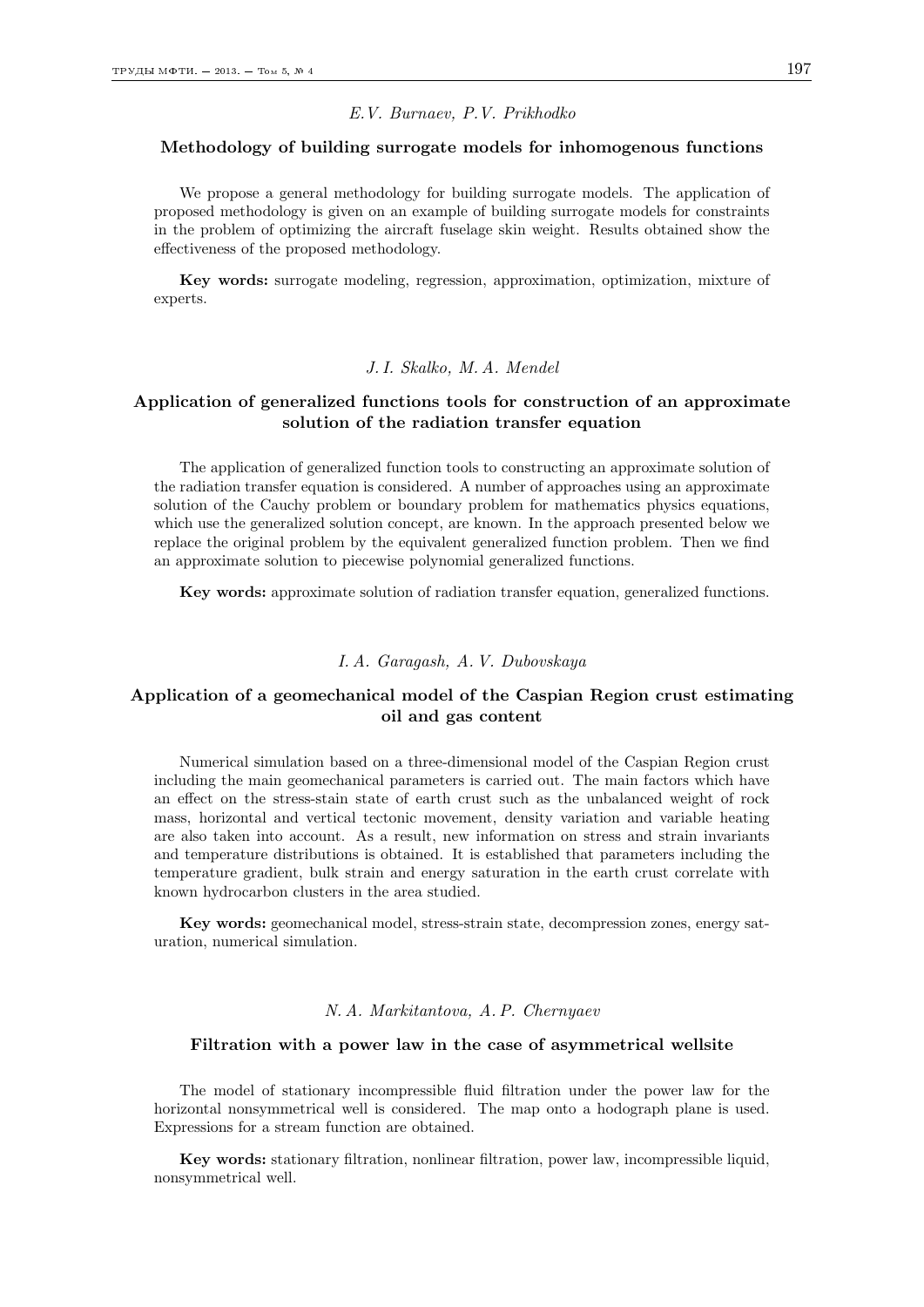*E.V. Burnaev, P.V. Prikhodko*

**Methodology of building surrogate models for inhomogenous functions**

We propose a general methodology for building surrogate models. The application of proposed methodology is given on an example of building surrogate models for constraints in the problem of optimizing the aircraft fuselage skin weight. Results obtained show the effectiveness of the proposed methodology.

**Key words:** surrogate modeling, regression, approximation, optimization, mixture of experts.

*J. I. Skalko, M. A. Mendel*

**Application of generalized functions tools for construction of an approximate solution of the radiation transfer equation**

The application of generalized function tools to constructing an approximate solution of the radiation transfer equation is considered. A number of approaches using an approximate solution of the Cauchy problem or boundary problem for mathematics physics equations, which use the generalized solution concept, are known. In the approach presented below we replace the original problem by the equivalent generalized function problem. Then we find an approximate solution to piecewise polynomial generalized functions.

**Key words:** approximate solution of radiation transfer equation, generalized functions.

*I. A. Garagash, A. V. Dubovskaya*

**Application of a geomechanical model of the Caspian Region crust estimating oil and gas content**

Numerical simulation based on a three-dimensional model of the Caspian Region crust including the main geomechanical parameters is carried out. The main factors which have an effect on the stress-stain state of earth crust such as the unbalanced weight of rock mass, horizontal and vertical tectonic movement, density variation and variable heating are also taken into account. As a result, new information on stress and strain invariants and temperature distributions is obtained. It is established that parameters including the temperature gradient, bulk strain and energy saturation in the earth crust correlate with known hydrocarbon clusters in the area studied.

**Key words:** geomechanical model, stress-strain state, decompression zones, energy saturation, numerical simulation.

*N. A. Markitantova, A. P. Chernyaev*

**Filtration with a power law in the case of asymmetrical wellsite**

The model of stationary incompressible fluid filtration under the power law for the horizontal nonsymmetrical well is considered. The map onto a hodograph plane is used. Expressions for a stream function are obtained.

**Key words:** stationary filtration, nonlinear filtration, power law, incompressible liquid, nonsymmetrical well.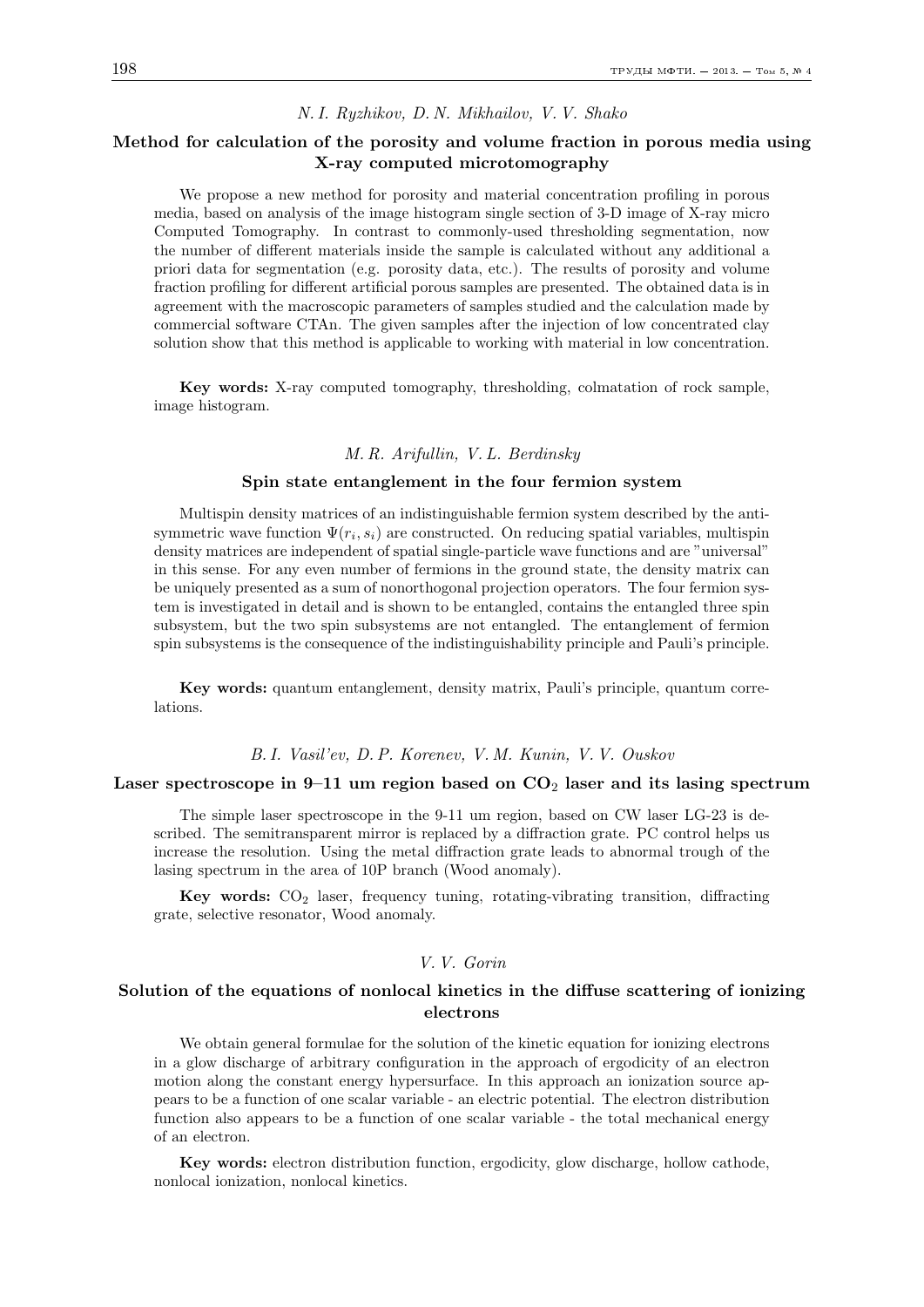*N. I. Ryzhikov, D. N. Mikhailov, V. V. Shako*

## Method for calculation of the porosity and volume fraction in porous media using X-ray computed microtomography

We propose a new method for porosity and material concentration profiling in porous media, based on analysis of the image histogram single section of 3-D image of X-ray micro Computed Tomography. In contrast to commonly-used thresholding segmentation, now the number of different materials inside the sample is calculated without any additional a priori data for segmentation (e.g. porosity data, etc.). The results of porosity and volume fraction profiling for different artificial porous samples are presented. The obtained data is in agreement with the macroscopic parameters of samples studied and the calculation made by commercial software CTAn. The given samples after the injection of low concentrated clay solution show that this method is applicable to working with material in low concentration.

**Key words:** X-ray computed tomography, thresholding, colmatation of rock sample, image histogram.

*M. R. Arifullin, V. L. Berdinsky*

## Spin state entanglement in the four fermion system

Multispin density matrices of an indistinguishable fermion system described by the anti-symmetric wave function $\Psi(r_i, s_i)$ are constructed. On reducing spatial variables, multispin density matrices are independent of spatial single-particle wave functions and are "universal" in this sense. For any even number of fermions in the ground state, the density matrix can be uniquely presented as a sum of nonorthogonal projection operators. The four fermion system is investigated in detail and is shown to be entangled, contains the entangled three spin subsystem, but the two spin subsystems are not entangled. The entanglement of fermion spin subsystems is the consequence of the indistinguishability principle and Pauli's principle.

**Key words:** quantum entanglement, density matrix, Pauli's principle, quantum correlations.

*B. I. Vasil'ev, D. P. Korenev, V. M. Kunin, V. V. Ouskov*

## Laser spectroscope in 9–11 um region based on $CO_2$ laser and its lasing spectrum

The simple laser spectroscope in the 9-11 um region, based on CW laser LG-23 is described. The semitransparent mirror is replaced by a diffraction grate. PC control helps us increase the resolution. Using the metal diffraction grate leads to abnormal trough of the lasing spectrum in the area of 10P branch (Wood anomaly).

**Key words:** $CO_2$ laser, frequency tuning, rotating-vibrating transition, diffracting grate, selective resonator, Wood anomaly.

*V. V. Gorin*

## Solution of the equations of nonlocal kinetics in the diffuse scattering of ionizing electrons

We obtain general formulae for the solution of the kinetic equation for ionizing electrons in a glow discharge of arbitrary configuration in the approach of ergodicity of an electron motion along the constant energy hypersurface. In this approach an ionization source appears to be a function of one scalar variable - an electric potential. The electron distribution function also appears to be a function of one scalar variable - the total mechanical energy of an electron.

**Key words:** electron distribution function, ergodicity, glow discharge, hollow cathode, nonlocal ionization, nonlocal kinetics.